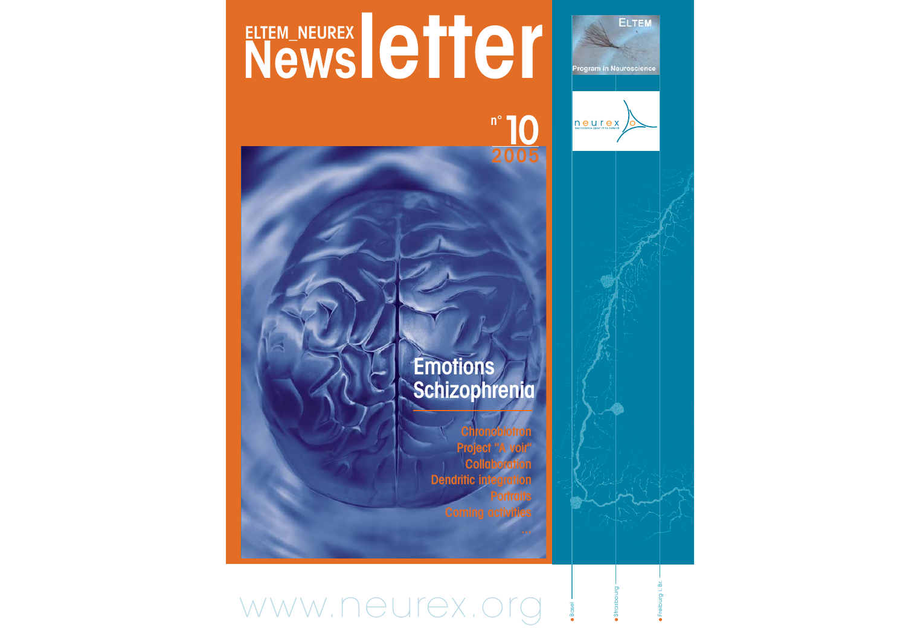# ELTEM_NEUREX Newsletter

n° 10
2005

ELTEM
Program in Neuroscience

neurex
neuroscience upper rhine network

## Emotions
## Schizophrenia

Chronobiotron
Project "A voir"
Collaboration
Dendritic integration
Portraits
Coming activities
...

Basel
Strasbourg
Freiburg i. Br.

www.neurex.org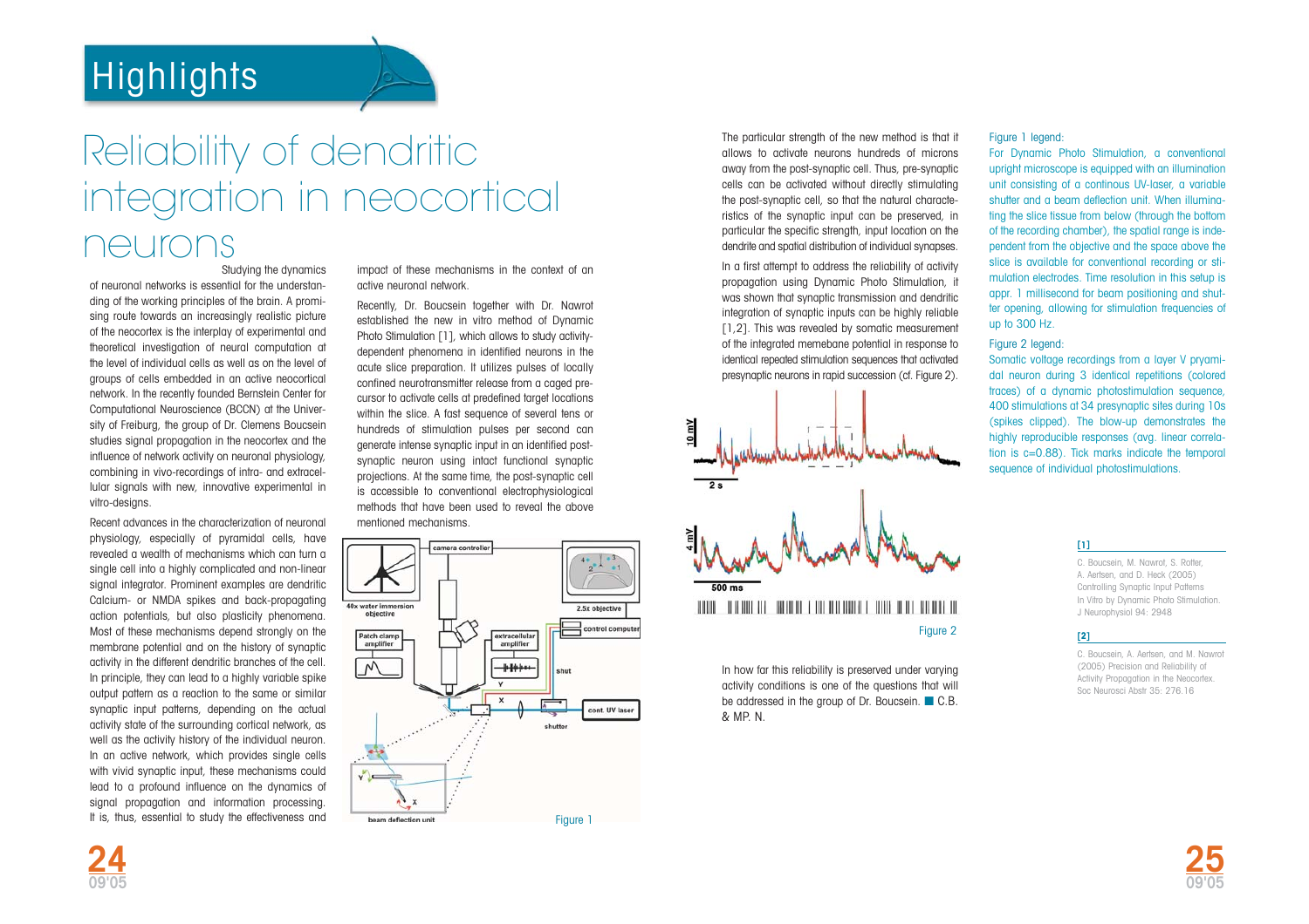# Highlights

## Reliability of dendritic integration in neocortical neurons

Studying the dynamics of neuronal networks is essential for the understanding of the working principles of the brain. A promising route towards an increasingly realistic picture of the neocortex is the interplay of experimental and theoretical investigation of neural computation at the level of individual cells as well as on the level of groups of cells embedded in an active neocortical network. In the recently founded Bernstein Center for Computational Neuroscience (BCCN) at the University of Freiburg, the group of Dr. Clemens Boucsein studies signal propagation in the neocortex and the influence of network activity on neuronal physiology, combining in vivo-recordings of intra- and extracellular signals with new, innovative experimental in vitro-designs.

Recent advances in the characterization of neuronal physiology, especially of pyramidal cells, have revealed a wealth of mechanisms which can turn a single cell into a highly complicated and non-linear signal integrator. Prominent examples are dendritic Calcium- or NMDA spikes and back-propagating action potentials, but also plasticity phenomena. Most of these mechanisms depend strongly on the membrane potential and on the history of synaptic activity in the different dendritic branches of the cell. In principle, they can lead to a highly variable spike output pattern as a reaction to the same or similar synaptic input patterns, depending on the actual activity state of the surrounding cortical network, as well as the activity history of the individual neuron. In an active network, which provides single cells with vivid synaptic input, these mechanisms could lead to a profound influence on the dynamics of signal propagation and information processing. It is, thus, essential to study the effectiveness and impact of these mechanisms in the context of an active neuronal network.

Recently, Dr. Boucsein together with Dr. Nawrot established the new in vitro method of Dynamic Photo Stimulation [1], which allows to study activity-dependent phenomena in identified neurons in the acute slice preparation. It utilizes pulses of locally confined neurotransmitter release from a caged precursor to activate cells at predefined target locations within the slice. A fast sequence of several tens or hundreds of stimulation pulses per second can generate intense synaptic input in an identified post-synaptic neuron using intact functional synaptic projections. At the same time, the post-synaptic cell is accessible to conventional electrophysiological methods that have been used to reveal the above mentioned mechanisms.

camera controller

40x water immersion objective

2.5x objective

control computer

Patch clamp amplifier

extracellular amplifier

shut

cont. UV laser

shutter

beam deflection unit

Figure 1

The particular strength of the new method is that it allows to activate neurons hundreds of microns away from the post-synaptic cell. Thus, pre-synaptic cells can be activated without directly stimulating the post-synaptic cell, so that the natural characteristics of the synaptic input can be preserved, in particular the specific strength, input location on the dendrite and spatial distribution of individual synapses.

In a first attempt to address the reliability of activity propagation using Dynamic Photo Stimulation, it was shown that synaptic transmission and dendritic integration of synaptic inputs can be highly reliable [1,2]. This was revealed by somatic measurement of the integrated memebane potential in response to identical repeated stimulation sequences that activated presynaptic neurons in rapid succession (cf. Figure 2).

10 mV

2 s

4 mV

500 ms

Figure 2

In how far this reliability is preserved under varying activity conditions is one of the questions that will be addressed in the group of Dr. Boucsein. ■ C.B. & MP. N.

Figure 1 legend:
For Dynamic Photo Stimulation, a conventional upright microscope is equipped with an illumination unit consisting of a continous UV-laser, a variable shutter and a beam deflection unit. When illuminating the slice tissue from below (through the bottom of the recording chamber), the spatial range is independent from the objective and the space above the slice is available for conventional recording or stimulation electrodes. Time resolution in this setup is appr. 1 millisecond for beam positioning and shutter opening, allowing for stimulation frequencies of up to 300 Hz.

Figure 2 legend:
Somatic voltage recordings from a layer V pyramidal neuron during 3 identical repetitions (colored traces) of a dynamic photostimulation sequence, 400 stimulations at 34 presynaptic sites during 10s (spikes clipped). The blow-up demonstrates the highly reproducible responses (avg. linear correlation is c=0.88). Tick marks indicate the temporal sequence of individual photostimulations.

**[1]**
C. Boucsein, M. Nawrot, S. Rotter, A. Aertsen, and D. Heck (2005) Controlling Synaptic Input Patterns In Vitro by Dynamic Photo Stimulation. J Neurophysiol 94: 2948

**[2]**
C. Boucsein, A. Aertsen, and M. Nawrot (2005) Precision and Reliability of Activity Propagation in the Neocortex. Soc Neurosci Abstr 35: 276.16